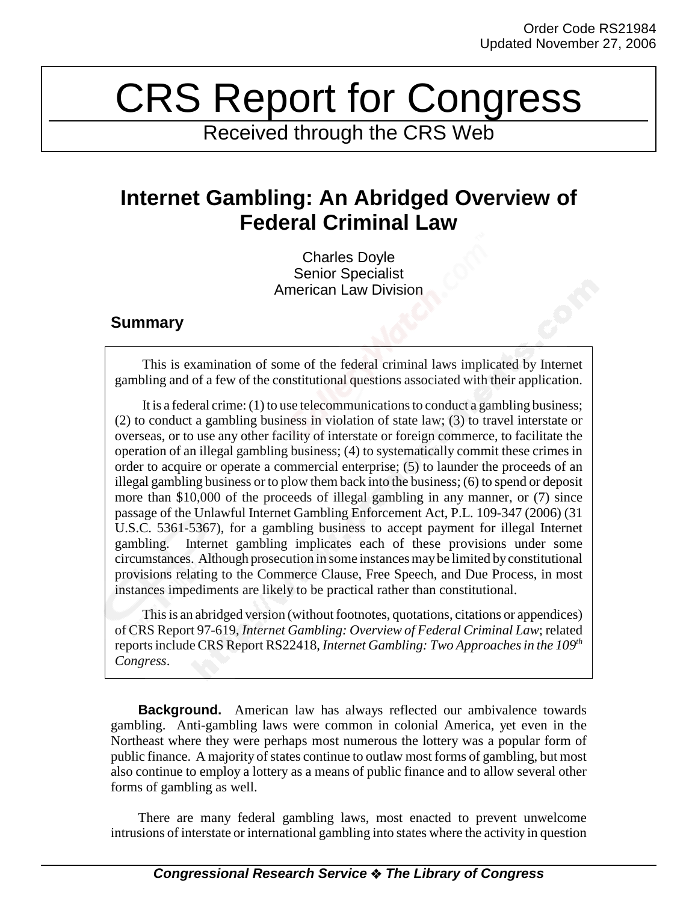Order Code RS21984
Updated November 27, 2006

# CRS Report for Congress

Received through the CRS Web

## Internet Gambling: An Abridged Overview of Federal Criminal Law

Charles Doyle
Senior Specialist
American Law Division

### Summary

This is examination of some of the federal criminal laws implicated by Internet gambling and of a few of the constitutional questions associated with their application.

It is a federal crime: (1) to use telecommunications to conduct a gambling business; (2) to conduct a gambling business in violation of state law; (3) to travel interstate or overseas, or to use any other facility of interstate or foreign commerce, to facilitate the operation of an illegal gambling business; (4) to systematically commit these crimes in order to acquire or operate a commercial enterprise; (5) to launder the proceeds of an illegal gambling business or to plow them back into the business; (6) to spend or deposit more than $10,000 of the proceeds of illegal gambling in any manner, or (7) since passage of the Unlawful Internet Gambling Enforcement Act, P.L. 109-347 (2006) (31 U.S.C. 5361-5367), for a gambling business to accept payment for illegal Internet gambling. Internet gambling implicates each of these provisions under some circumstances. Although prosecution in some instances may be limited by constitutional provisions relating to the Commerce Clause, Free Speech, and Due Process, in most instances impediments are likely to be practical rather than constitutional.

This is an abridged version (without footnotes, quotations, citations or appendices) of CRS Report 97-619, *Internet Gambling: Overview of Federal Criminal Law*; related reports include CRS Report RS22418, *Internet Gambling: Two Approaches in the 109th Congress*.

**Background.** American law has always reflected our ambivalence towards gambling. Anti-gambling laws were common in colonial America, yet even in the Northeast where they were perhaps most numerous the lottery was a popular form of public finance. A majority of states continue to outlaw most forms of gambling, but most also continue to employ a lottery as a means of public finance and to allow several other forms of gambling as well.

There are many federal gambling laws, most enacted to prevent unwelcome intrusions of interstate or international gambling into states where the activity in question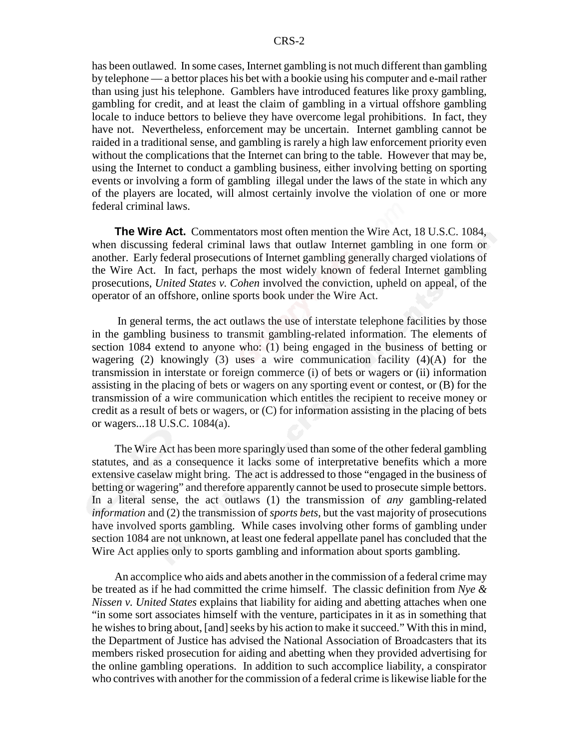has been outlawed. In some cases, Internet gambling is not much different than gambling by telephone — a bettor places his bet with a bookie using his computer and e-mail rather than using just his telephone. Gamblers have introduced features like proxy gambling, gambling for credit, and at least the claim of gambling in a virtual offshore gambling locale to induce bettors to believe they have overcome legal prohibitions. In fact, they have not. Nevertheless, enforcement may be uncertain. Internet gambling cannot be raided in a traditional sense, and gambling is rarely a high law enforcement priority even without the complications that the Internet can bring to the table. However that may be, using the Internet to conduct a gambling business, either involving betting on sporting events or involving a form of gambling illegal under the laws of the state in which any of the players are located, will almost certainly involve the violation of one or more federal criminal laws.

**The Wire Act.** Commentators most often mention the Wire Act, 18 U.S.C. 1084, when discussing federal criminal laws that outlaw Internet gambling in one form or another. Early federal prosecutions of Internet gambling generally charged violations of the Wire Act. In fact, perhaps the most widely known of federal Internet gambling prosecutions, *United States v. Cohen* involved the conviction, upheld on appeal, of the operator of an offshore, online sports book under the Wire Act.

In general terms, the act outlaws the use of interstate telephone facilities by those in the gambling business to transmit gambling-related information. The elements of section 1084 extend to anyone who: (1) being engaged in the business of betting or wagering (2) knowingly (3) uses a wire communication facility (4)(A) for the transmission in interstate or foreign commerce (i) of bets or wagers or (ii) information assisting in the placing of bets or wagers on any sporting event or contest, or (B) for the transmission of a wire communication which entitles the recipient to receive money or credit as a result of bets or wagers, or (C) for information assisting in the placing of bets or wagers...18 U.S.C. 1084(a).

The Wire Act has been more sparingly used than some of the other federal gambling statutes, and as a consequence it lacks some of interpretative benefits which a more extensive caselaw might bring. The act is addressed to those "engaged in the business of betting or wagering" and therefore apparently cannot be used to prosecute simple bettors. In a literal sense, the act outlaws (1) the transmission of *any* gambling-related *information* and (2) the transmission of *sports bets*, but the vast majority of prosecutions have involved sports gambling. While cases involving other forms of gambling under section 1084 are not unknown, at least one federal appellate panel has concluded that the Wire Act applies only to sports gambling and information about sports gambling.

An accomplice who aids and abets another in the commission of a federal crime may be treated as if he had committed the crime himself. The classic definition from *Nye & Nissen v. United States* explains that liability for aiding and abetting attaches when one "in some sort associates himself with the venture, participates in it as in something that he wishes to bring about, [and] seeks by his action to make it succeed." With this in mind, the Department of Justice has advised the National Association of Broadcasters that its members risked prosecution for aiding and abetting when they provided advertising for the online gambling operations. In addition to such accomplice liability, a conspirator who contrives with another for the commission of a federal crime is likewise liable for the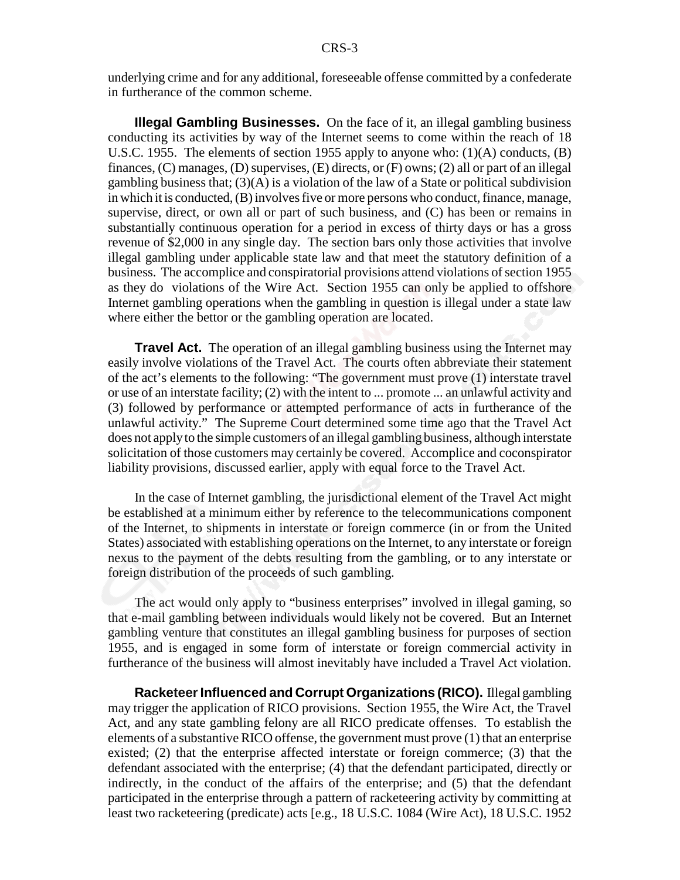underlying crime and for any additional, foreseeable offense committed by a confederate in furtherance of the common scheme.

**Illegal Gambling Businesses.** On the face of it, an illegal gambling business conducting its activities by way of the Internet seems to come within the reach of 18 U.S.C. 1955. The elements of section 1955 apply to anyone who: (1)(A) conducts, (B) finances, (C) manages, (D) supervises, (E) directs, or (F) owns; (2) all or part of an illegal gambling business that; (3)(A) is a violation of the law of a State or political subdivision in which it is conducted, (B) involves five or more persons who conduct, finance, manage, supervise, direct, or own all or part of such business, and (C) has been or remains in substantially continuous operation for a period in excess of thirty days or has a gross revenue of $2,000 in any single day. The section bars only those activities that involve illegal gambling under applicable state law and that meet the statutory definition of a business. The accomplice and conspiratorial provisions attend violations of section 1955 as they do violations of the Wire Act. Section 1955 can only be applied to offshore Internet gambling operations when the gambling in question is illegal under a state law where either the bettor or the gambling operation are located.

**Travel Act.** The operation of an illegal gambling business using the Internet may easily involve violations of the Travel Act. The courts often abbreviate their statement of the act's elements to the following: "The government must prove (1) interstate travel or use of an interstate facility; (2) with the intent to ... promote ... an unlawful activity and (3) followed by performance or attempted performance of acts in furtherance of the unlawful activity." The Supreme Court determined some time ago that the Travel Act does not apply to the simple customers of an illegal gambling business, although interstate solicitation of those customers may certainly be covered. Accomplice and coconspirator liability provisions, discussed earlier, apply with equal force to the Travel Act.

In the case of Internet gambling, the jurisdictional element of the Travel Act might be established at a minimum either by reference to the telecommunications component of the Internet, to shipments in interstate or foreign commerce (in or from the United States) associated with establishing operations on the Internet, to any interstate or foreign nexus to the payment of the debts resulting from the gambling, or to any interstate or foreign distribution of the proceeds of such gambling.

The act would only apply to "business enterprises" involved in illegal gaming, so that e-mail gambling between individuals would likely not be covered. But an Internet gambling venture that constitutes an illegal gambling business for purposes of section 1955, and is engaged in some form of interstate or foreign commercial activity in furtherance of the business will almost inevitably have included a Travel Act violation.

**Racketeer Influenced and Corrupt Organizations (RICO).** Illegal gambling may trigger the application of RICO provisions. Section 1955, the Wire Act, the Travel Act, and any state gambling felony are all RICO predicate offenses. To establish the elements of a substantive RICO offense, the government must prove (1) that an enterprise existed; (2) that the enterprise affected interstate or foreign commerce; (3) that the defendant associated with the enterprise; (4) that the defendant participated, directly or indirectly, in the conduct of the affairs of the enterprise; and (5) that the defendant participated in the enterprise through a pattern of racketeering activity by committing at least two racketeering (predicate) acts [e.g., 18 U.S.C. 1084 (Wire Act), 18 U.S.C. 1952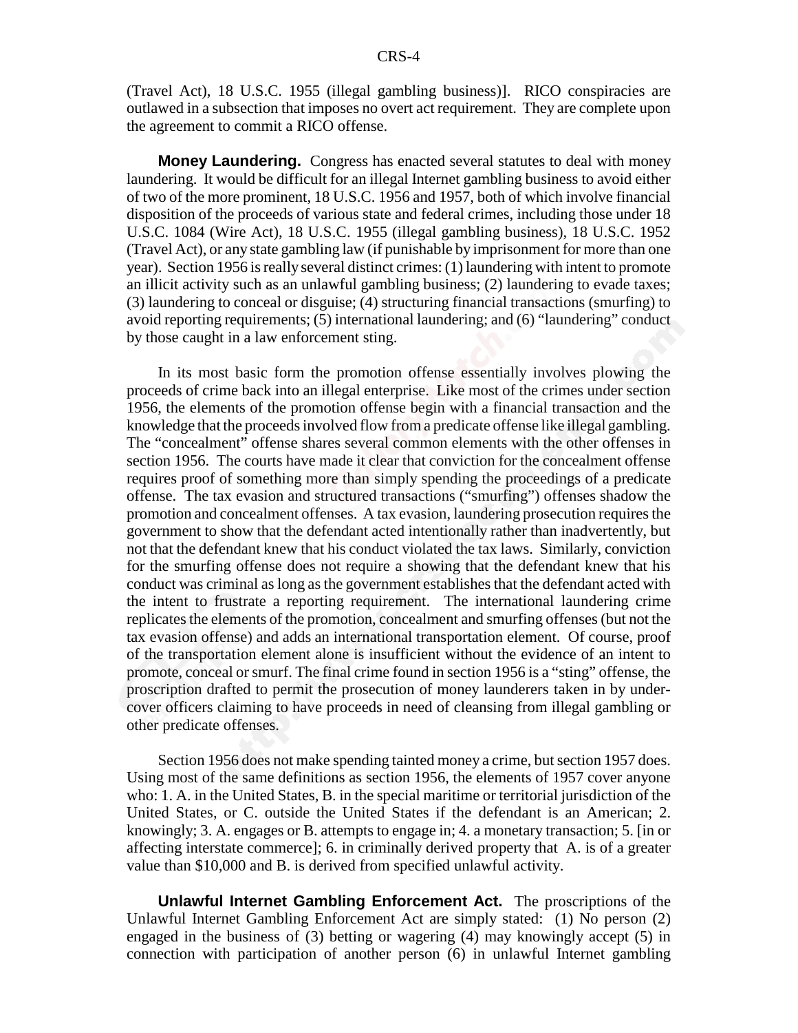(Travel Act), 18 U.S.C. 1955 (illegal gambling business)]. RICO conspiracies are outlawed in a subsection that imposes no overt act requirement. They are complete upon the agreement to commit a RICO offense.

**Money Laundering.** Congress has enacted several statutes to deal with money laundering. It would be difficult for an illegal Internet gambling business to avoid either of two of the more prominent, 18 U.S.C. 1956 and 1957, both of which involve financial disposition of the proceeds of various state and federal crimes, including those under 18 U.S.C. 1084 (Wire Act), 18 U.S.C. 1955 (illegal gambling business), 18 U.S.C. 1952 (Travel Act), or any state gambling law (if punishable by imprisonment for more than one year). Section 1956 is really several distinct crimes: (1) laundering with intent to promote an illicit activity such as an unlawful gambling business; (2) laundering to evade taxes; (3) laundering to conceal or disguise; (4) structuring financial transactions (smurfing) to avoid reporting requirements; (5) international laundering; and (6) "laundering" conduct by those caught in a law enforcement sting.

In its most basic form the promotion offense essentially involves plowing the proceeds of crime back into an illegal enterprise. Like most of the crimes under section 1956, the elements of the promotion offense begin with a financial transaction and the knowledge that the proceeds involved flow from a predicate offense like illegal gambling. The "concealment" offense shares several common elements with the other offenses in section 1956. The courts have made it clear that conviction for the concealment offense requires proof of something more than simply spending the proceedings of a predicate offense. The tax evasion and structured transactions ("smurfing") offenses shadow the promotion and concealment offenses. A tax evasion, laundering prosecution requires the government to show that the defendant acted intentionally rather than inadvertently, but not that the defendant knew that his conduct violated the tax laws. Similarly, conviction for the smurfing offense does not require a showing that the defendant knew that his conduct was criminal as long as the government establishes that the defendant acted with the intent to frustrate a reporting requirement. The international laundering crime replicates the elements of the promotion, concealment and smurfing offenses (but not the tax evasion offense) and adds an international transportation element. Of course, proof of the transportation element alone is insufficient without the evidence of an intent to promote, conceal or smurf. The final crime found in section 1956 is a "sting" offense, the proscription drafted to permit the prosecution of money launderers taken in by under-cover officers claiming to have proceeds in need of cleansing from illegal gambling or other predicate offenses.

Section 1956 does not make spending tainted money a crime, but section 1957 does. Using most of the same definitions as section 1956, the elements of 1957 cover anyone who: 1. A. in the United States, B. in the special maritime or territorial jurisdiction of the United States, or C. outside the United States if the defendant is an American; 2. knowingly; 3. A. engages or B. attempts to engage in; 4. a monetary transaction; 5. [in or affecting interstate commerce]; 6. in criminally derived property that A. is of a greater value than $10,000 and B. is derived from specified unlawful activity.

**Unlawful Internet Gambling Enforcement Act.** The proscriptions of the Unlawful Internet Gambling Enforcement Act are simply stated: (1) No person (2) engaged in the business of (3) betting or wagering (4) may knowingly accept (5) in connection with participation of another person (6) in unlawful Internet gambling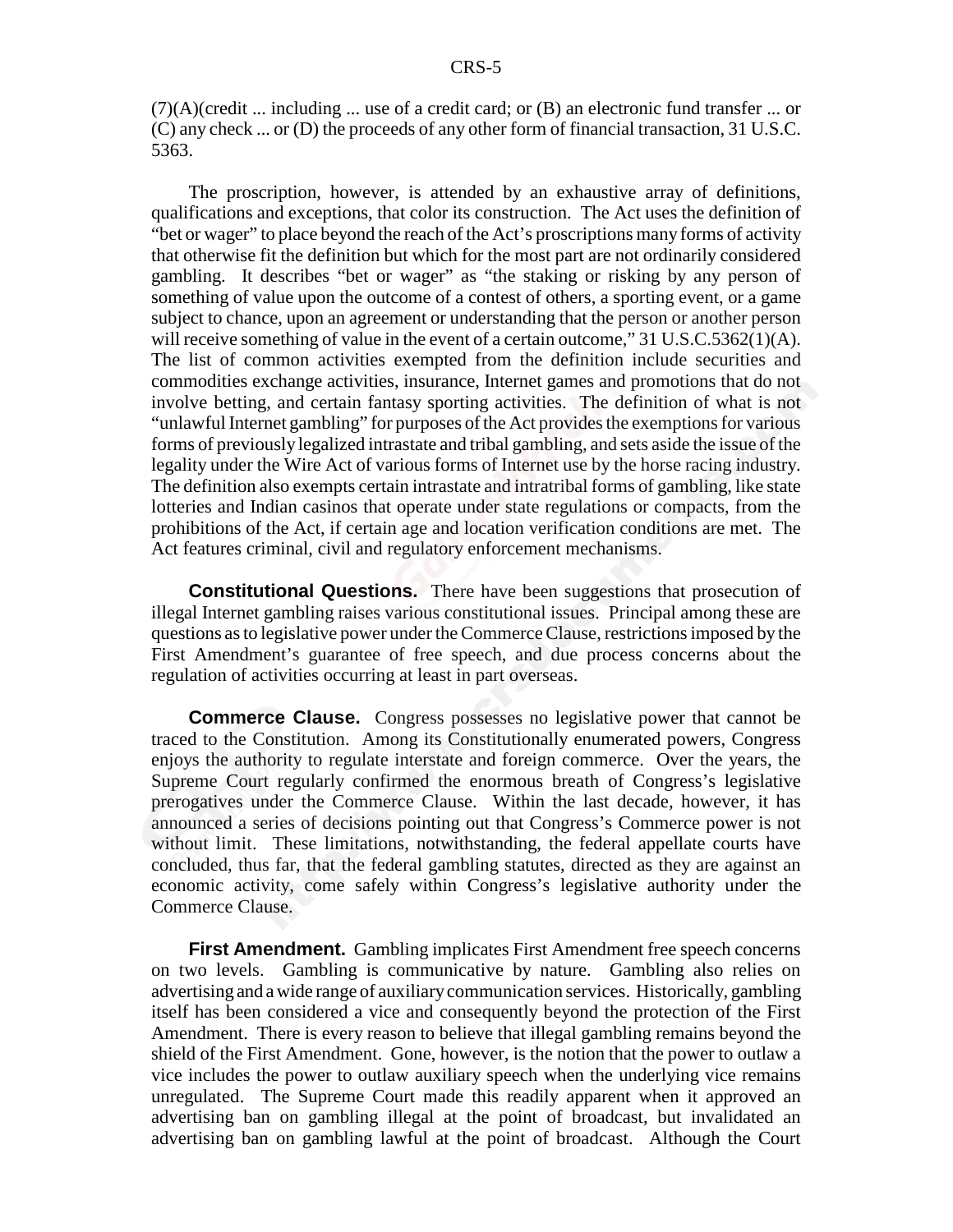(7)(A)(credit ... including ... use of a credit card; or (B) an electronic fund transfer ... or (C) any check ... or (D) the proceeds of any other form of financial transaction, 31 U.S.C. 5363.

The proscription, however, is attended by an exhaustive array of definitions, qualifications and exceptions, that color its construction. The Act uses the definition of "bet or wager" to place beyond the reach of the Act's proscriptions many forms of activity that otherwise fit the definition but which for the most part are not ordinarily considered gambling. It describes "bet or wager" as "the staking or risking by any person of something of value upon the outcome of a contest of others, a sporting event, or a game subject to chance, upon an agreement or understanding that the person or another person will receive something of value in the event of a certain outcome," 31 U.S.C.5362(1)(A). The list of common activities exempted from the definition include securities and commodities exchange activities, insurance, Internet games and promotions that do not involve betting, and certain fantasy sporting activities. The definition of what is not "unlawful Internet gambling" for purposes of the Act provides the exemptions for various forms of previously legalized intrastate and tribal gambling, and sets aside the issue of the legality under the Wire Act of various forms of Internet use by the horse racing industry. The definition also exempts certain intrastate and intratribal forms of gambling, like state lotteries and Indian casinos that operate under state regulations or compacts, from the prohibitions of the Act, if certain age and location verification conditions are met. The Act features criminal, civil and regulatory enforcement mechanisms.

**Constitutional Questions.** There have been suggestions that prosecution of illegal Internet gambling raises various constitutional issues. Principal among these are questions as to legislative power under the Commerce Clause, restrictions imposed by the First Amendment's guarantee of free speech, and due process concerns about the regulation of activities occurring at least in part overseas.

**Commerce Clause.** Congress possesses no legislative power that cannot be traced to the Constitution. Among its Constitutionally enumerated powers, Congress enjoys the authority to regulate interstate and foreign commerce. Over the years, the Supreme Court regularly confirmed the enormous breath of Congress's legislative prerogatives under the Commerce Clause. Within the last decade, however, it has announced a series of decisions pointing out that Congress's Commerce power is not without limit. These limitations, notwithstanding, the federal appellate courts have concluded, thus far, that the federal gambling statutes, directed as they are against an economic activity, come safely within Congress's legislative authority under the Commerce Clause.

**First Amendment.** Gambling implicates First Amendment free speech concerns on two levels. Gambling is communicative by nature. Gambling also relies on advertising and a wide range of auxiliary communication services. Historically, gambling itself has been considered a vice and consequently beyond the protection of the First Amendment. There is every reason to believe that illegal gambling remains beyond the shield of the First Amendment. Gone, however, is the notion that the power to outlaw a vice includes the power to outlaw auxiliary speech when the underlying vice remains unregulated. The Supreme Court made this readily apparent when it approved an advertising ban on gambling illegal at the point of broadcast, but invalidated an advertising ban on gambling lawful at the point of broadcast. Although the Court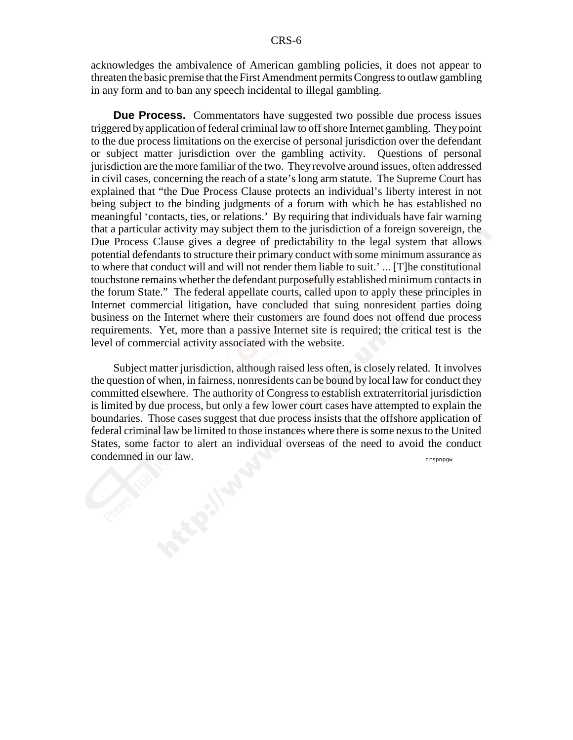acknowledges the ambivalence of American gambling policies, it does not appear to threaten the basic premise that the First Amendment permits Congress to outlaw gambling in any form and to ban any speech incidental to illegal gambling.

**Due Process.** Commentators have suggested two possible due process issues triggered by application of federal criminal law to off shore Internet gambling. They point to the due process limitations on the exercise of personal jurisdiction over the defendant or subject matter jurisdiction over the gambling activity. Questions of personal jurisdiction are the more familiar of the two. They revolve around issues, often addressed in civil cases, concerning the reach of a state's long arm statute. The Supreme Court has explained that "the Due Process Clause protects an individual's liberty interest in not being subject to the binding judgments of a forum with which he has established no meaningful 'contacts, ties, or relations.' By requiring that individuals have fair warning that a particular activity may subject them to the jurisdiction of a foreign sovereign, the Due Process Clause gives a degree of predictability to the legal system that allows potential defendants to structure their primary conduct with some minimum assurance as to where that conduct will and will not render them liable to suit.' ... [T]he constitutional touchstone remains whether the defendant purposefully established minimum contacts in the forum State." The federal appellate courts, called upon to apply these principles in Internet commercial litigation, have concluded that suing nonresident parties doing business on the Internet where their customers are found does not offend due process requirements. Yet, more than a passive Internet site is required; the critical test is the level of commercial activity associated with the website.

Subject matter jurisdiction, although raised less often, is closely related. It involves the question of when, in fairness, nonresidents can be bound by local law for conduct they committed elsewhere. The authority of Congress to establish extraterritorial jurisdiction is limited by due process, but only a few lower court cases have attempted to explain the boundaries. Those cases suggest that due process insists that the offshore application of federal criminal law be limited to those instances where there is some nexus to the United States, some factor to alert an individual overseas of the need to avoid the conduct condemned in our law.